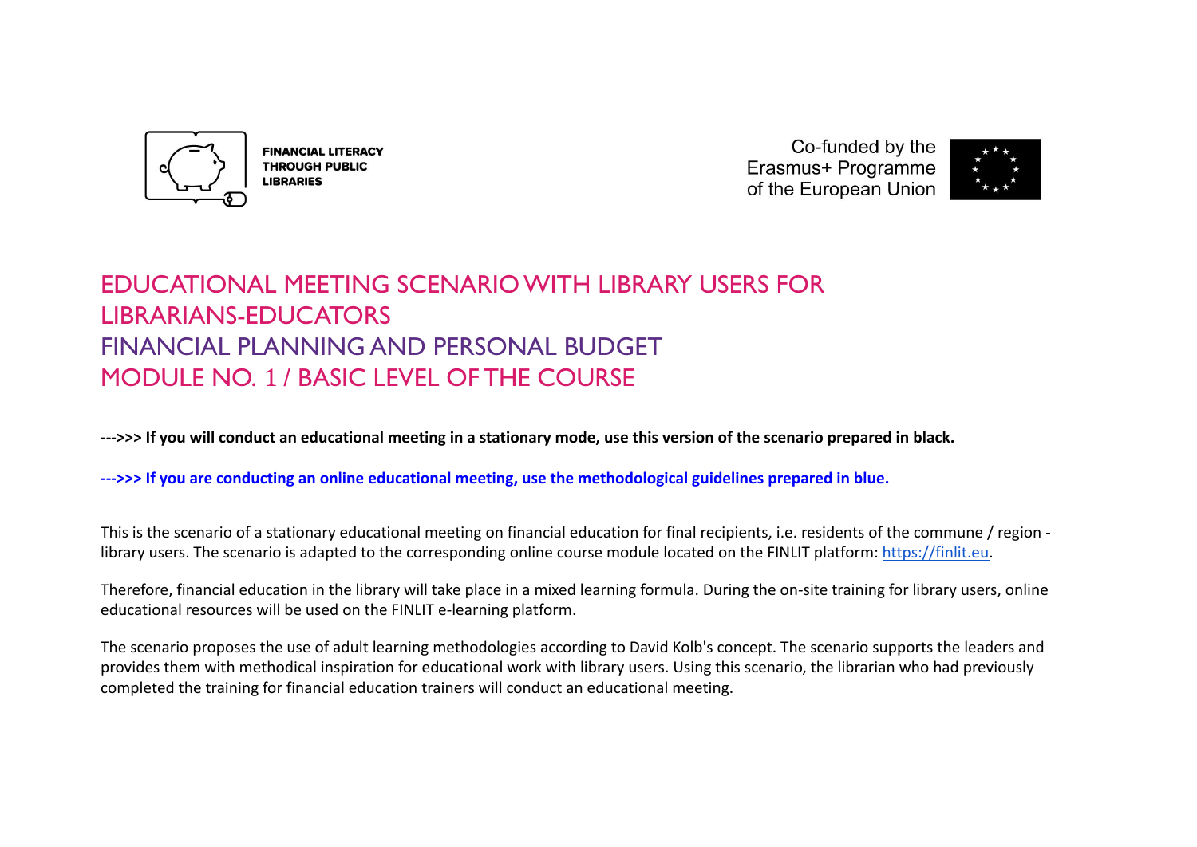FINANCIAL LITERACY THROUGH PUBLIC LIBRARIES

Co-funded by the Erasmus+ Programme of the European Union

# EDUCATIONAL MEETING SCENARIO WITH LIBRARY USERS FOR LIBRARIANS-EDUCATORS
# FINANCIAL PLANNING AND PERSONAL BUDGET
# MODULE NO. 1 / BASIC LEVEL OF THE COURSE

**--->>> If you will conduct an educational meeting in a stationary mode, use this version of the scenario prepared in black.**

**--->>> If you are conducting an online educational meeting, use the methodological guidelines prepared in blue.**

This is the scenario of a stationary educational meeting on financial education for final recipients, i.e. residents of the commune / region - library users. The scenario is adapted to the corresponding online course module located on the FINLIT platform: https://finlit.eu.

Therefore, financial education in the library will take place in a mixed learning formula. During the on-site training for library users, online educational resources will be used on the FINLIT e-learning platform.

The scenario proposes the use of adult learning methodologies according to David Kolb's concept. The scenario supports the leaders and provides them with methodical inspiration for educational work with library users. Using this scenario, the librarian who had previously completed the training for financial education trainers will conduct an educational meeting.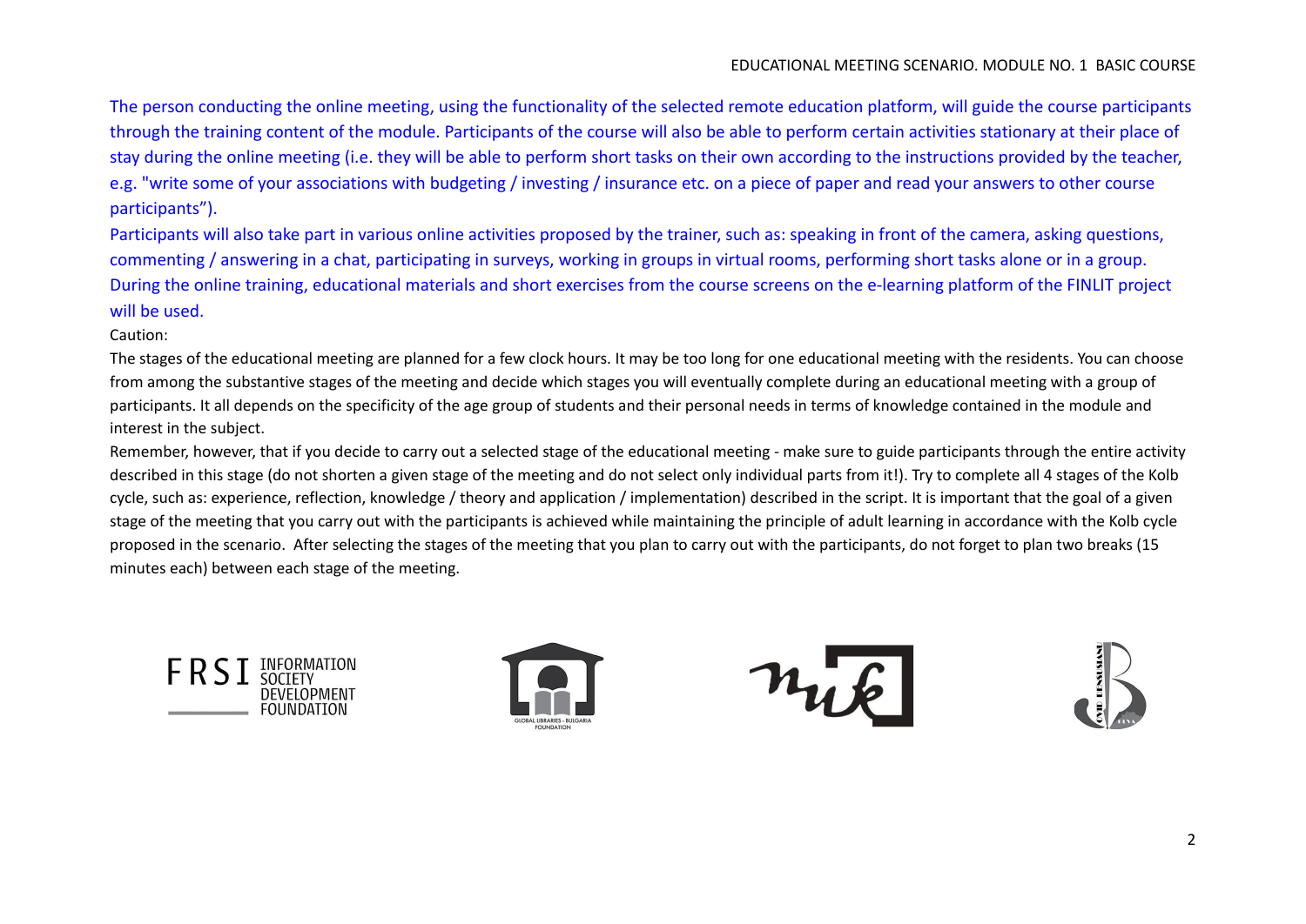The person conducting the online meeting, using the functionality of the selected remote education platform, will guide the course participants through the training content of the module. Participants of the course will also be able to perform certain activities stationary at their place of stay during the online meeting (i.e. they will be able to perform short tasks on their own according to the instructions provided by the teacher, e.g. "write some of your associations with budgeting / investing / insurance etc. on a piece of paper and read your answers to other course participants").

Participants will also take part in various online activities proposed by the trainer, such as: speaking in front of the camera, asking questions, commenting / answering in a chat, participating in surveys, working in groups in virtual rooms, performing short tasks alone or in a group. During the online training, educational materials and short exercises from the course screens on the e-learning platform of the FINLIT project will be used.

Caution:

The stages of the educational meeting are planned for a few clock hours. It may be too long for one educational meeting with the residents. You can choose from among the substantive stages of the meeting and decide which stages you will eventually complete during an educational meeting with a group of participants. It all depends on the specificity of the age group of students and their personal needs in terms of knowledge contained in the module and interest in the subject.

Remember, however, that if you decide to carry out a selected stage of the educational meeting - make sure to guide participants through the entire activity described in this stage (do not shorten a given stage of the meeting and do not select only individual parts from it!). Try to complete all 4 stages of the Kolb cycle, such as: experience, reflection, knowledge / theory and application / implementation) described in the script. It is important that the goal of a given stage of the meeting that you carry out with the participants is achieved while maintaining the principle of adult learning in accordance with the Kolb cycle proposed in the scenario. After selecting the stages of the meeting that you plan to carry out with the participants, do not forget to plan two breaks (15 minutes each) between each stage of the meeting.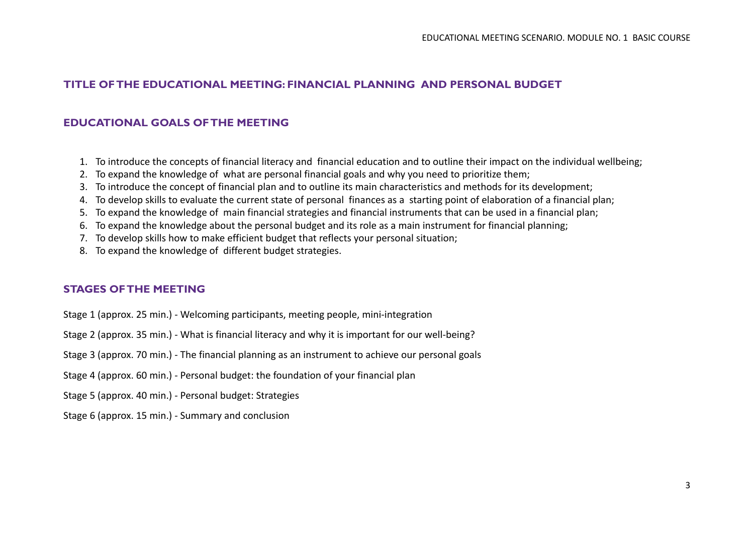## TITLE OF THE EDUCATIONAL MEETING: FINANCIAL PLANNING AND PERSONAL BUDGET

## EDUCATIONAL GOALS OF THE MEETING

1. To introduce the concepts of financial literacy and financial education and to outline their impact on the individual wellbeing;
2. To expand the knowledge of what are personal financial goals and why you need to prioritize them;
3. To introduce the concept of financial plan and to outline its main characteristics and methods for its development;
4. To develop skills to evaluate the current state of personal finances as a starting point of elaboration of a financial plan;
5. To expand the knowledge of main financial strategies and financial instruments that can be used in a financial plan;
6. To expand the knowledge about the personal budget and its role as a main instrument for financial planning;
7. To develop skills how to make efficient budget that reflects your personal situation;
8. To expand the knowledge of different budget strategies.

## STAGES OF THE MEETING

Stage 1 (approx. 25 min.) - Welcoming participants, meeting people, mini-integration

Stage 2 (approx. 35 min.) - What is financial literacy and why it is important for our well-being?

Stage 3 (approx. 70 min.) - The financial planning as an instrument to achieve our personal goals

Stage 4 (approx. 60 min.) - Personal budget: the foundation of your financial plan

Stage 5 (approx. 40 min.) - Personal budget: Strategies

Stage 6 (approx. 15 min.) - Summary and conclusion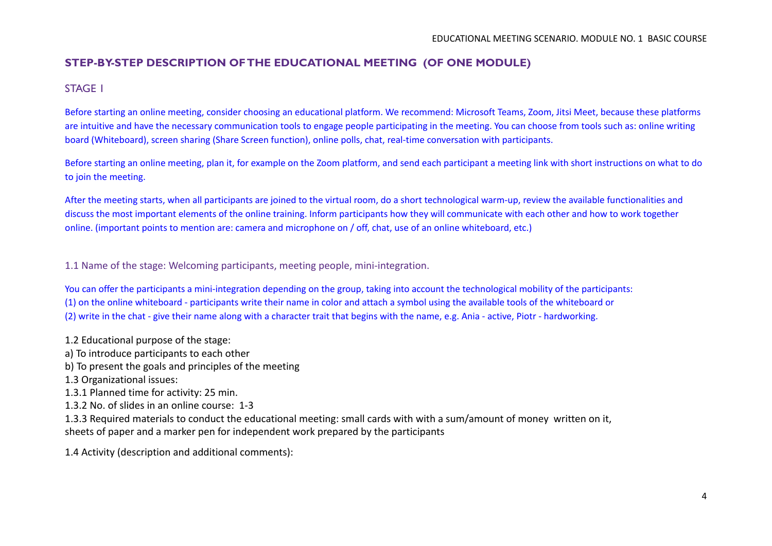## STEP-BY-STEP DESCRIPTION OF THE EDUCATIONAL MEETING (OF ONE MODULE)

### STAGE I

Before starting an online meeting, consider choosing an educational platform. We recommend: Microsoft Teams, Zoom, Jitsi Meet, because these platforms are intuitive and have the necessary communication tools to engage people participating in the meeting. You can choose from tools such as: online writing board (Whiteboard), screen sharing (Share Screen function), online polls, chat, real-time conversation with participants.

Before starting an online meeting, plan it, for example on the Zoom platform, and send each participant a meeting link with short instructions on what to do to join the meeting.

After the meeting starts, when all participants are joined to the virtual room, do a short technological warm-up, review the available functionalities and discuss the most important elements of the online training. Inform participants how they will communicate with each other and how to work together online. (important points to mention are: camera and microphone on / off, chat, use of an online whiteboard, etc.)

#### 1.1 Name of the stage: Welcoming participants, meeting people, mini-integration.

You can offer the participants a mini-integration depending on the group, taking into account the technological mobility of the participants:
(1) on the online whiteboard - participants write their name in color and attach a symbol using the available tools of the whiteboard or
(2) write in the chat - give their name along with a character trait that begins with the name, e.g. Ania - active, Piotr - hardworking.

1.2 Educational purpose of the stage:
a) To introduce participants to each other
b) To present the goals and principles of the meeting
1.3 Organizational issues:
1.3.1 Planned time for activity: 25 min.
1.3.2 No. of slides in an online course: 1-3
1.3.3 Required materials to conduct the educational meeting: small cards with with a sum/amount of money written on it, sheets of paper and a marker pen for independent work prepared by the participants

1.4 Activity (description and additional comments):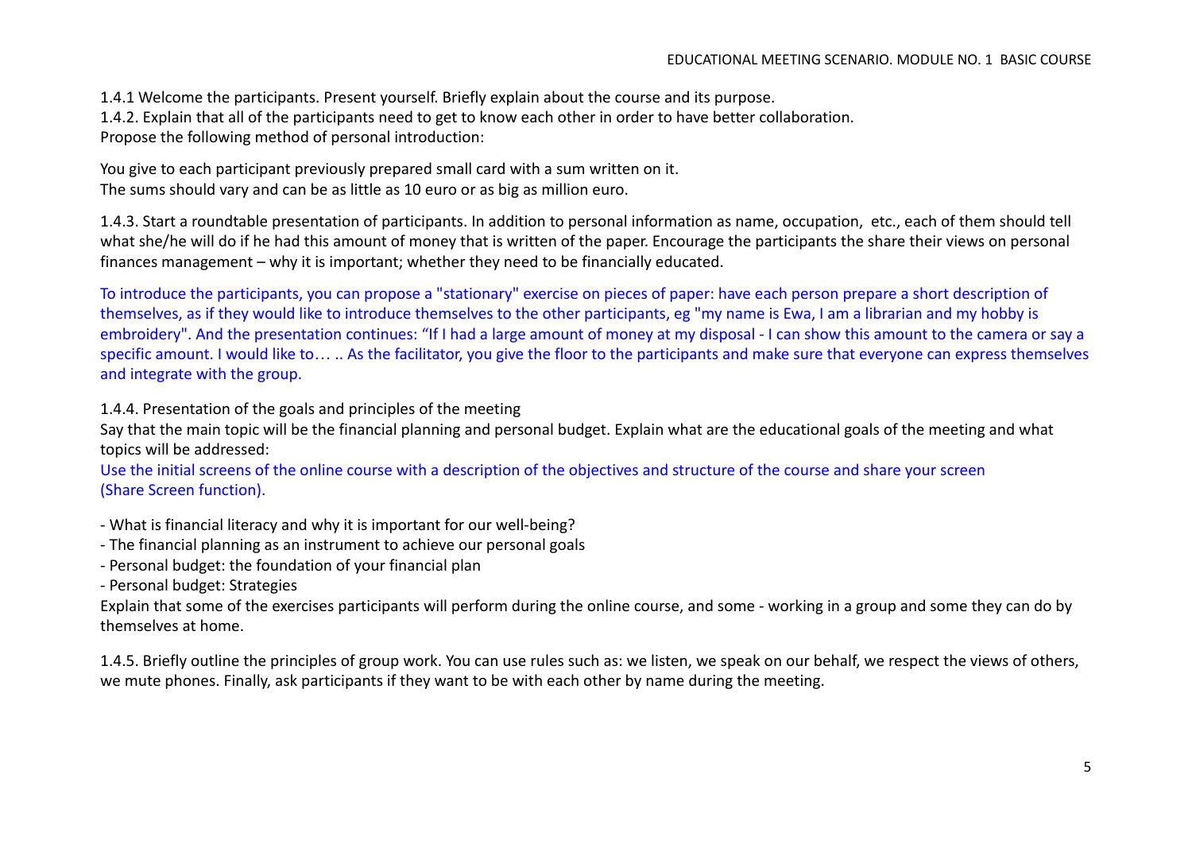1.4.1 Welcome the participants. Present yourself. Briefly explain about the course and its purpose.
1.4.2. Explain that all of the participants need to get to know each other in order to have better collaboration.
Propose the following method of personal introduction:

You give to each participant previously prepared small card with a sum written on it.
The sums should vary and can be as little as 10 euro or as big as million euro.

1.4.3. Start a roundtable presentation of participants. In addition to personal information as name, occupation, etc., each of them should tell what she/he will do if he had this amount of money that is written of the paper. Encourage the participants the share their views on personal finances management – why it is important; whether they need to be financially educated.

To introduce the participants, you can propose a "stationary" exercise on pieces of paper: have each person prepare a short description of themselves, as if they would like to introduce themselves to the other participants, eg "my name is Ewa, I am a librarian and my hobby is embroidery". And the presentation continues: "If I had a large amount of money at my disposal - I can show this amount to the camera or say a specific amount. I would like to… .. As the facilitator, you give the floor to the participants and make sure that everyone can express themselves and integrate with the group.

1.4.4. Presentation of the goals and principles of the meeting
Say that the main topic will be the financial planning and personal budget. Explain what are the educational goals of the meeting and what topics will be addressed:
Use the initial screens of the online course with a description of the objectives and structure of the course and share your screen (Share Screen function).

- What is financial literacy and why it is important for our well-being?
- The financial planning as an instrument to achieve our personal goals
- Personal budget: the foundation of your financial plan
- Personal budget: Strategies

Explain that some of the exercises participants will perform during the online course, and some - working in a group and some they can do by themselves at home.

1.4.5. Briefly outline the principles of group work. You can use rules such as: we listen, we speak on our behalf, we respect the views of others, we mute phones. Finally, ask participants if they want to be with each other by name during the meeting.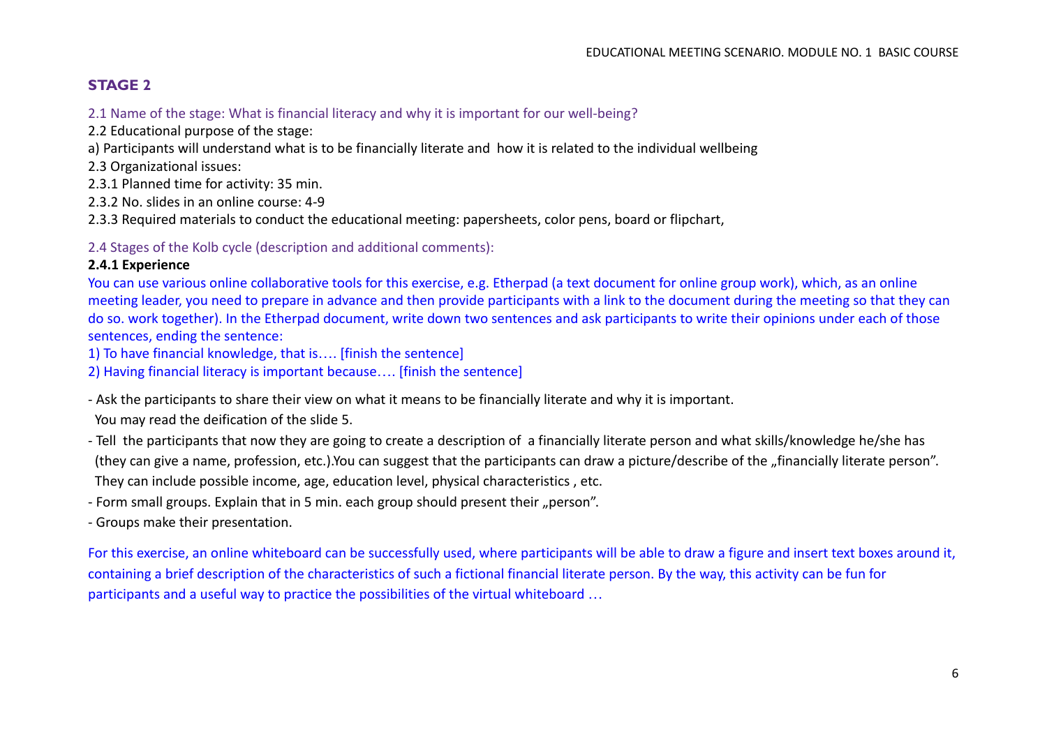## STAGE 2

2.1 Name of the stage: What is financial literacy and why it is important for our well-being?

2.2 Educational purpose of the stage:

a) Participants will understand what is to be financially literate and how it is related to the individual wellbeing

2.3 Organizational issues:

2.3.1 Planned time for activity: 35 min.

2.3.2 No. slides in an online course: 4-9

2.3.3 Required materials to conduct the educational meeting: papersheets, color pens, board or flipchart,

2.4 Stages of the Kolb cycle (description and additional comments):

**2.4.1 Experience**

You can use various online collaborative tools for this exercise, e.g. Etherpad (a text document for online group work), which, as an online meeting leader, you need to prepare in advance and then provide participants with a link to the document during the meeting so that they can do so. work together). In the Etherpad document, write down two sentences and ask participants to write their opinions under each of those sentences, ending the sentence:

1) To have financial knowledge, that is…. [finish the sentence]

2) Having financial literacy is important because…. [finish the sentence]

- Ask the participants to share their view on what it means to be financially literate and why it is important.
  You may read the deification of the slide 5.
- Tell the participants that now they are going to create a description of a financially literate person and what skills/knowledge he/she has (they can give a name, profession, etc.).You can suggest that the participants can draw a picture/describe of the „financially literate person". They can include possible income, age, education level, physical characteristics , etc.
- Form small groups. Explain that in 5 min. each group should present their „person".
- Groups make their presentation.

For this exercise, an online whiteboard can be successfully used, where participants will be able to draw a figure and insert text boxes around it, containing a brief description of the characteristics of such a fictional financial literate person. By the way, this activity can be fun for participants and a useful way to practice the possibilities of the virtual whiteboard …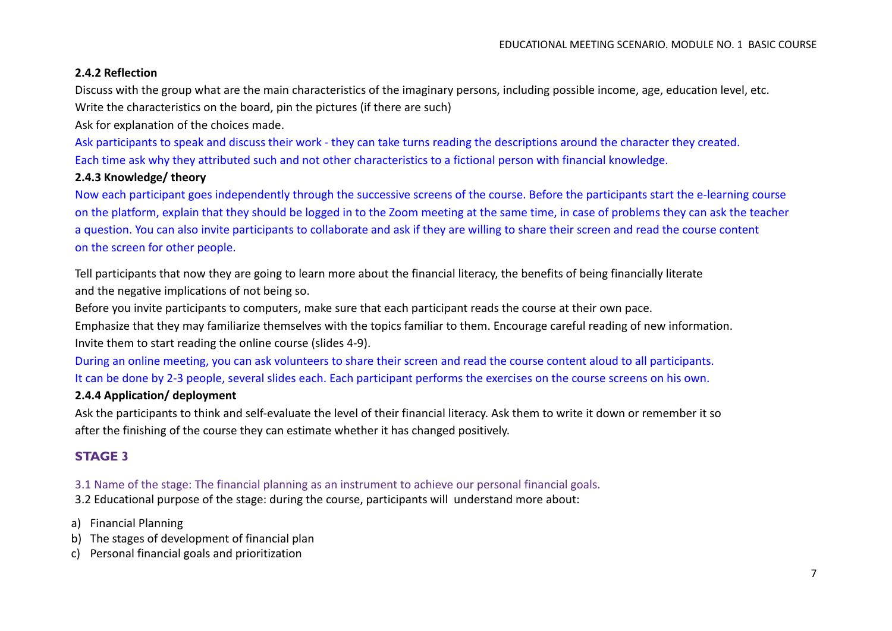**2.4.2 Reflection**

Discuss with the group what are the main characteristics of the imaginary persons, including possible income, age, education level, etc.
Write the characteristics on the board, pin the pictures (if there are such)
Ask for explanation of the choices made.

Ask participants to speak and discuss their work - they can take turns reading the descriptions around the character they created.
Each time ask why they attributed such and not other characteristics to a fictional person with financial knowledge.

**2.4.3 Knowledge/ theory**

Now each participant goes independently through the successive screens of the course. Before the participants start the e-learning course on the platform, explain that they should be logged in to the Zoom meeting at the same time, in case of problems they can ask the teacher a question. You can also invite participants to collaborate and ask if they are willing to share their screen and read the course content on the screen for other people.

Tell participants that now they are going to learn more about the financial literacy, the benefits of being financially literate and the negative implications of not being so.
Before you invite participants to computers, make sure that each participant reads the course at their own pace.
Emphasize that they may familiarize themselves with the topics familiar to them. Encourage careful reading of new information.
Invite them to start reading the online course (slides 4-9).

During an online meeting, you can ask volunteers to share their screen and read the course content aloud to all participants.
It can be done by 2-3 people, several slides each. Each participant performs the exercises on the course screens on his own.

**2.4.4 Application/ deployment**

Ask the participants to think and self-evaluate the level of their financial literacy. Ask them to write it down or remember it so after the finishing of the course they can estimate whether it has changed positively.

## STAGE 3

3.1 Name of the stage: The financial planning as an instrument to achieve our personal financial goals.
3.2 Educational purpose of the stage: during the course, participants will understand more about:

a) Financial Planning
b) The stages of development of financial plan
c) Personal financial goals and prioritization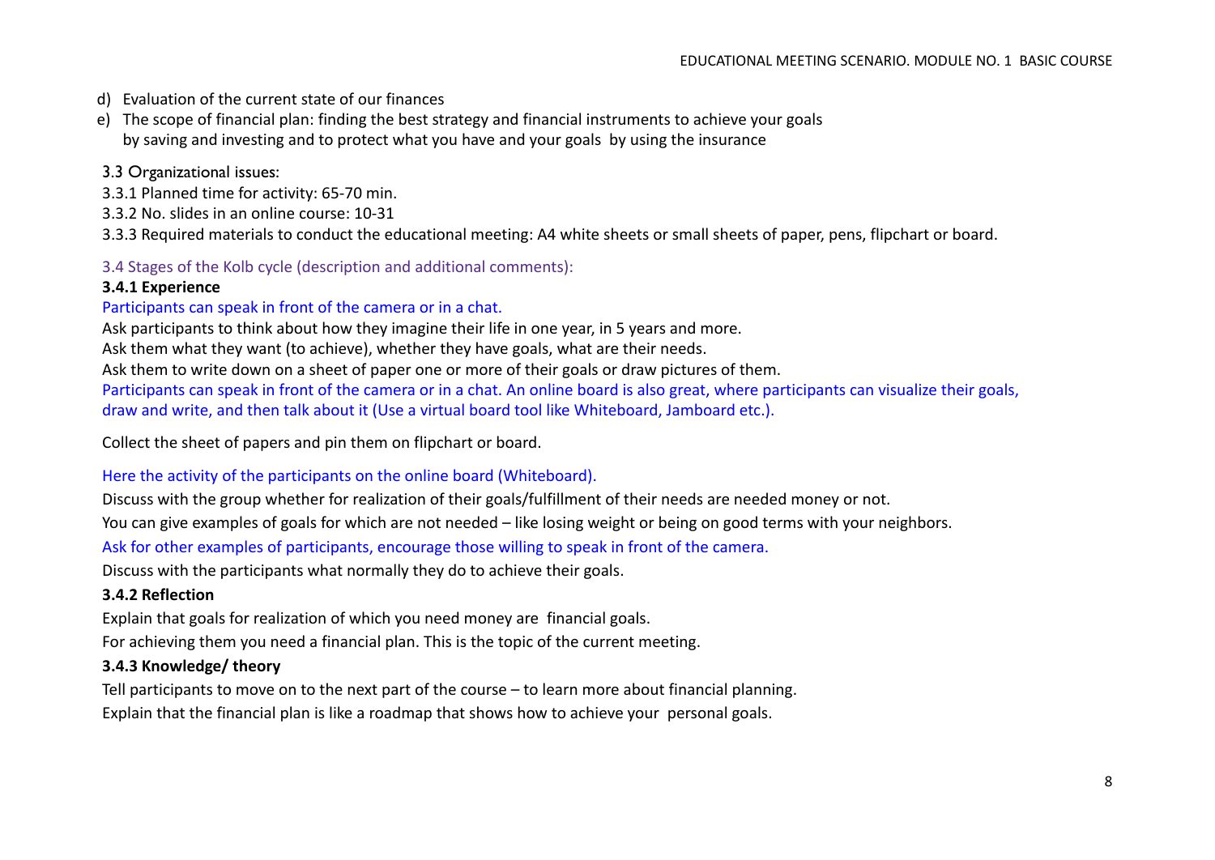d) Evaluation of the current state of our finances

e) The scope of financial plan: finding the best strategy and financial instruments to achieve your goals by saving and investing and to protect what you have and your goals by using the insurance

3.3 Organizational issues:

3.3.1 Planned time for activity: 65-70 min.

3.3.2 No. slides in an online course: 10-31

3.3.3 Required materials to conduct the educational meeting: A4 white sheets or small sheets of paper, pens, flipchart or board.

3.4 Stages of the Kolb cycle (description and additional comments):

**3.4.1 Experience**

Participants can speak in front of the camera or in a chat.

Ask participants to think about how they imagine their life in one year, in 5 years and more.

Ask them what they want (to achieve), whether they have goals, what are their needs.

Ask them to write down on a sheet of paper one or more of their goals or draw pictures of them.

Participants can speak in front of the camera or in a chat. An online board is also great, where participants can visualize their goals, draw and write, and then talk about it (Use a virtual board tool like Whiteboard, Jamboard etc.).

Collect the sheet of papers and pin them on flipchart or board.

Here the activity of the participants on the online board (Whiteboard).

Discuss with the group whether for realization of their goals/fulfillment of their needs are needed money or not.

You can give examples of goals for which are not needed – like losing weight or being on good terms with your neighbors.

Ask for other examples of participants, encourage those willing to speak in front of the camera.

Discuss with the participants what normally they do to achieve their goals.

**3.4.2 Reflection**

Explain that goals for realization of which you need money are financial goals.

For achieving them you need a financial plan. This is the topic of the current meeting.

**3.4.3 Knowledge/ theory**

Tell participants to move on to the next part of the course – to learn more about financial planning.

Explain that the financial plan is like a roadmap that shows how to achieve your personal goals.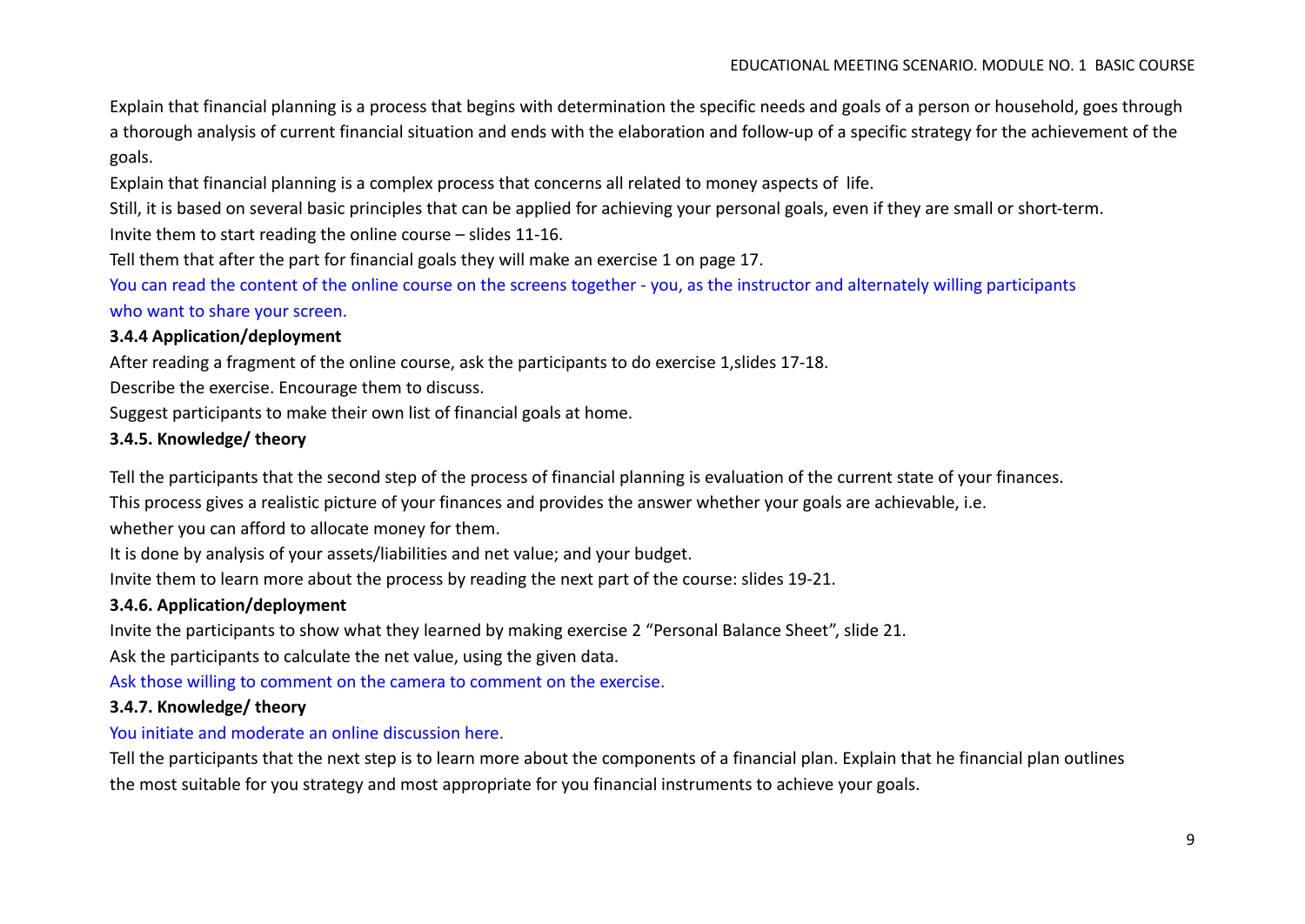Explain that financial planning is a process that begins with determination the specific needs and goals of a person or household, goes through a thorough analysis of current financial situation and ends with the elaboration and follow-up of a specific strategy for the achievement of the goals.

Explain that financial planning is a complex process that concerns all related to money aspects of life.

Still, it is based on several basic principles that can be applied for achieving your personal goals, even if they are small or short-term.

Invite them to start reading the online course – slides 11-16.

Tell them that after the part for financial goals they will make an exercise 1 on page 17.

You can read the content of the online course on the screens together - you, as the instructor and alternately willing participants who want to share your screen.

### 3.4.4 Application/deployment

After reading a fragment of the online course, ask the participants to do exercise 1,slides 17-18.

Describe the exercise. Encourage them to discuss.

Suggest participants to make their own list of financial goals at home.

### 3.4.5. Knowledge/ theory

Tell the participants that the second step of the process of financial planning is evaluation of the current state of your finances.

This process gives a realistic picture of your finances and provides the answer whether your goals are achievable, i.e. whether you can afford to allocate money for them.

It is done by analysis of your assets/liabilities and net value; and your budget.

Invite them to learn more about the process by reading the next part of the course: slides 19-21.

### 3.4.6. Application/deployment

Invite the participants to show what they learned by making exercise 2 "Personal Balance Sheet", slide 21.

Ask the participants to calculate the net value, using the given data.

Ask those willing to comment on the camera to comment on the exercise.

### 3.4.7. Knowledge/ theory

You initiate and moderate an online discussion here.

Tell the participants that the next step is to learn more about the components of a financial plan. Explain that he financial plan outlines the most suitable for you strategy and most appropriate for you financial instruments to achieve your goals.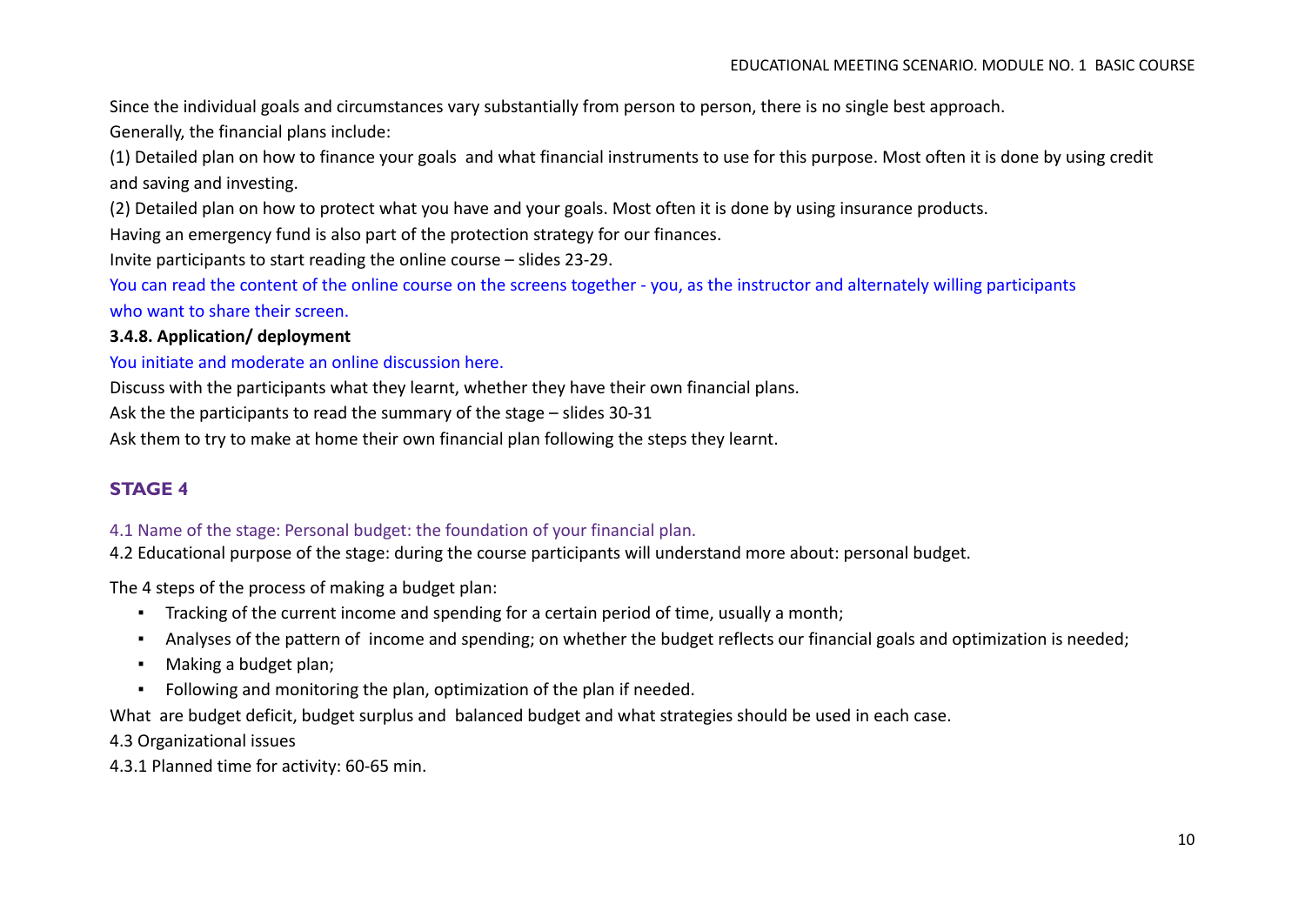Since the individual goals and circumstances vary substantially from person to person, there is no single best approach.

Generally, the financial plans include:

(1) Detailed plan on how to finance your goals and what financial instruments to use for this purpose. Most often it is done by using credit and saving and investing.

(2) Detailed plan on how to protect what you have and your goals. Most often it is done by using insurance products.

Having an emergency fund is also part of the protection strategy for our finances.

Invite participants to start reading the online course – slides 23-29.

You can read the content of the online course on the screens together - you, as the instructor and alternately willing participants who want to share their screen.

**3.4.8. Application/ deployment**

You initiate and moderate an online discussion here.

Discuss with the participants what they learnt, whether they have their own financial plans.

Ask the the participants to read the summary of the stage – slides 30-31

Ask them to try to make at home their own financial plan following the steps they learnt.

## STAGE 4

4.1 Name of the stage: Personal budget: the foundation of your financial plan.

4.2 Educational purpose of the stage: during the course participants will understand more about: personal budget.

The 4 steps of the process of making a budget plan:

- Tracking of the current income and spending for a certain period of time, usually a month;
- Analyses of the pattern of income and spending; on whether the budget reflects our financial goals and optimization is needed;
- Making a budget plan;
- Following and monitoring the plan, optimization of the plan if needed.

What are budget deficit, budget surplus and balanced budget and what strategies should be used in each case.

4.3 Organizational issues

4.3.1 Planned time for activity: 60-65 min.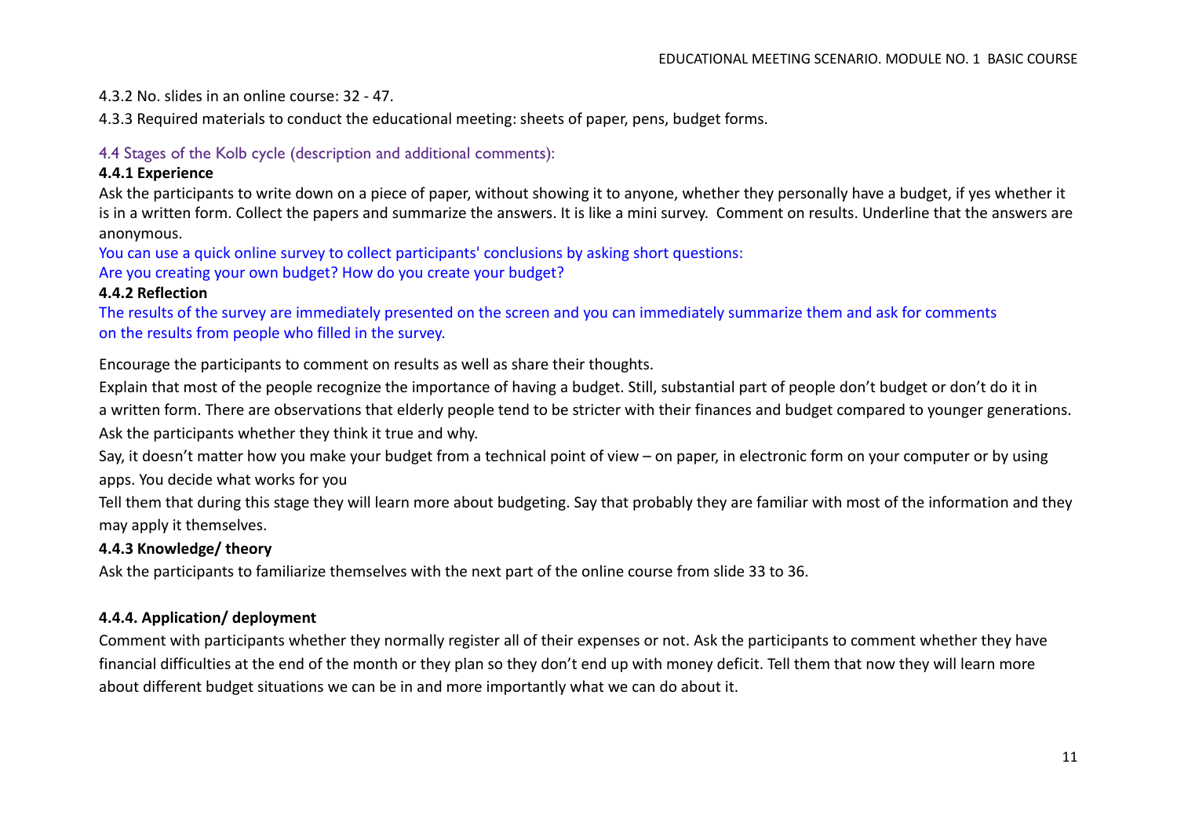4.3.2 No. slides in an online course: 32 - 47.

4.3.3 Required materials to conduct the educational meeting: sheets of paper, pens, budget forms.

### 4.4 Stages of the Kolb cycle (description and additional comments):

#### 4.4.1 Experience

Ask the participants to write down on a piece of paper, without showing it to anyone, whether they personally have a budget, if yes whether it is in a written form. Collect the papers and summarize the answers. It is like a mini survey. Comment on results. Underline that the answers are anonymous.

You can use a quick online survey to collect participants' conclusions by asking short questions:
Are you creating your own budget? How do you create your budget?

#### 4.4.2 Reflection

The results of the survey are immediately presented on the screen and you can immediately summarize them and ask for comments on the results from people who filled in the survey.

Encourage the participants to comment on results as well as share their thoughts.

Explain that most of the people recognize the importance of having a budget. Still, substantial part of people don't budget or don't do it in a written form. There are observations that elderly people tend to be stricter with their finances and budget compared to younger generations. Ask the participants whether they think it true and why.

Say, it doesn't matter how you make your budget from a technical point of view – on paper, in electronic form on your computer or by using apps. You decide what works for you

Tell them that during this stage they will learn more about budgeting. Say that probably they are familiar with most of the information and they may apply it themselves.

#### 4.4.3 Knowledge/ theory

Ask the participants to familiarize themselves with the next part of the online course from slide 33 to 36.

#### 4.4.4. Application/ deployment

Comment with participants whether they normally register all of their expenses or not. Ask the participants to comment whether they have financial difficulties at the end of the month or they plan so they don't end up with money deficit. Tell them that now they will learn more about different budget situations we can be in and more importantly what we can do about it.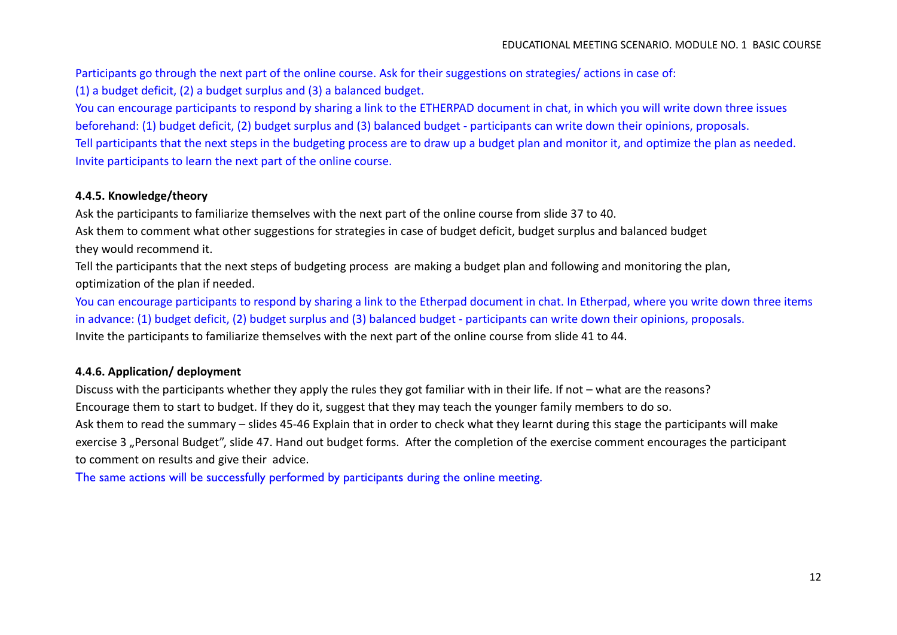Participants go through the next part of the online course. Ask for their suggestions on strategies/ actions in case of:
(1) a budget deficit, (2) a budget surplus and (3) a balanced budget.
You can encourage participants to respond by sharing a link to the ETHERPAD document in chat, in which you will write down three issues beforehand: (1) budget deficit, (2) budget surplus and (3) balanced budget - participants can write down their opinions, proposals.
Tell participants that the next steps in the budgeting process are to draw up a budget plan and monitor it, and optimize the plan as needed.
Invite participants to learn the next part of the online course.

**4.4.5. Knowledge/theory**

Ask the participants to familiarize themselves with the next part of the online course from slide 37 to 40.
Ask them to comment what other suggestions for strategies in case of budget deficit, budget surplus and balanced budget they would recommend it.
Tell the participants that the next steps of budgeting process are making a budget plan and following and monitoring the plan, optimization of the plan if needed.
You can encourage participants to respond by sharing a link to the Etherpad document in chat. In Etherpad, where you write down three items in advance: (1) budget deficit, (2) budget surplus and (3) balanced budget - participants can write down their opinions, proposals.
Invite the participants to familiarize themselves with the next part of the online course from slide 41 to 44.

**4.4.6. Application/ deployment**

Discuss with the participants whether they apply the rules they got familiar with in their life. If not – what are the reasons?
Encourage them to start to budget. If they do it, suggest that they may teach the younger family members to do so.
Ask them to read the summary – slides 45-46 Explain that in order to check what they learnt during this stage the participants will make exercise 3 „Personal Budget", slide 47. Hand out budget forms. After the completion of the exercise comment encourages the participant to comment on results and give their advice.
The same actions will be successfully performed by participants during the online meeting.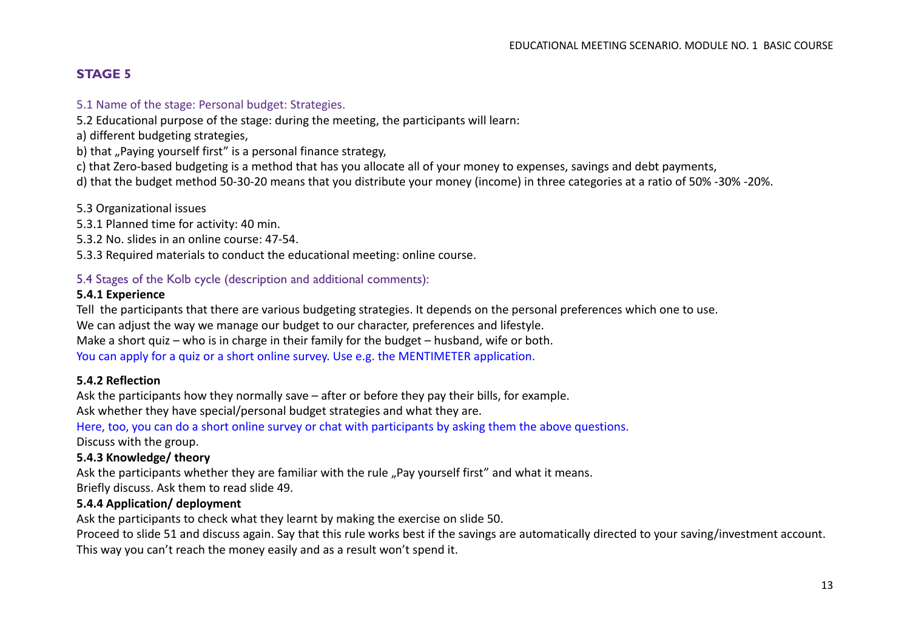## STAGE 5

5.1 Name of the stage: Personal budget: Strategies.

5.2 Educational purpose of the stage: during the meeting, the participants will learn:

a) different budgeting strategies,

b) that „Paying yourself first" is a personal finance strategy,

c) that Zero-based budgeting is a method that has you allocate all of your money to expenses, savings and debt payments,

d) that the budget method 50-30-20 means that you distribute your money (income) in three categories at a ratio of 50% -30% -20%.

5.3 Organizational issues

5.3.1 Planned time for activity: 40 min.

5.3.2 No. slides in an online course: 47-54.

5.3.3 Required materials to conduct the educational meeting: online course.

5.4 Stages of the Kolb cycle (description and additional comments):

**5.4.1 Experience**

Tell the participants that there are various budgeting strategies. It depends on the personal preferences which one to use.

We can adjust the way we manage our budget to our character, preferences and lifestyle.

Make a short quiz – who is in charge in their family for the budget – husband, wife or both.

You can apply for a quiz or a short online survey. Use e.g. the MENTIMETER application.

**5.4.2 Reflection**

Ask the participants how they normally save – after or before they pay their bills, for example.

Ask whether they have special/personal budget strategies and what they are.

Here, too, you can do a short online survey or chat with participants by asking them the above questions.

Discuss with the group.

**5.4.3 Knowledge/ theory**

Ask the participants whether they are familiar with the rule „Pay yourself first" and what it means.

Briefly discuss. Ask them to read slide 49.

**5.4.4 Application/ deployment**

Ask the participants to check what they learnt by making the exercise on slide 50.

Proceed to slide 51 and discuss again. Say that this rule works best if the savings are automatically directed to your saving/investment account. This way you can't reach the money easily and as a result won't spend it.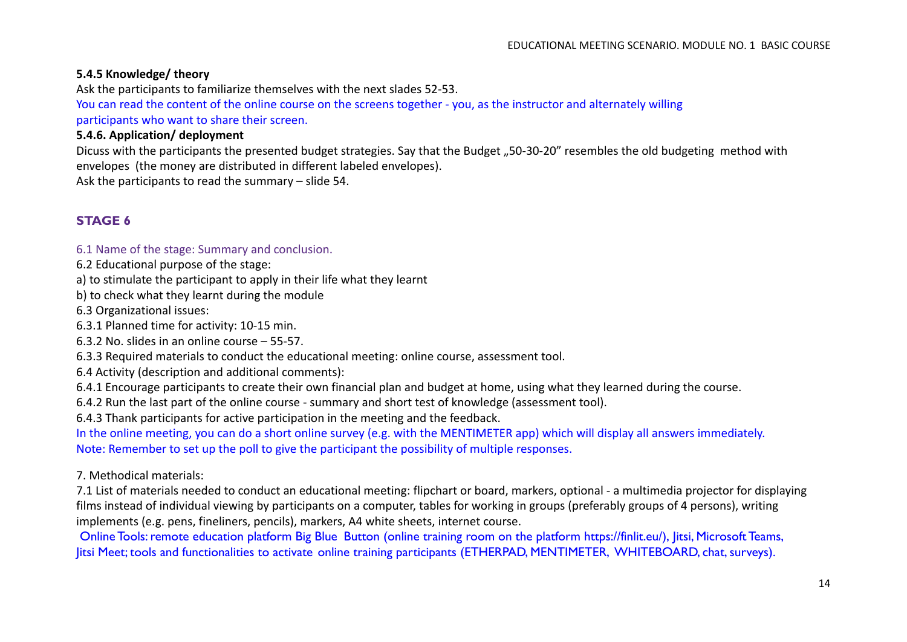**5.4.5 Knowledge/ theory**

Ask the participants to familiarize themselves with the next slades 52-53.

You can read the content of the online course on the screens together - you, as the instructor and alternately willing participants who want to share their screen.

**5.4.6. Application/ deployment**

Dicuss with the participants the presented budget strategies. Say that the Budget „50-30-20" resembles the old budgeting method with envelopes (the money are distributed in different labeled envelopes).

Ask the participants to read the summary – slide 54.

## STAGE 6

6.1 Name of the stage: Summary and conclusion.

6.2 Educational purpose of the stage:

a) to stimulate the participant to apply in their life what they learnt

b) to check what they learnt during the module

6.3 Organizational issues:

6.3.1 Planned time for activity: 10-15 min.

6.3.2 No. slides in an online course – 55-57.

6.3.3 Required materials to conduct the educational meeting: online course, assessment tool.

6.4 Activity (description and additional comments):

6.4.1 Encourage participants to create their own financial plan and budget at home, using what they learned during the course.

6.4.2 Run the last part of the online course - summary and short test of knowledge (assessment tool).

6.4.3 Thank participants for active participation in the meeting and the feedback.

In the online meeting, you can do a short online survey (e.g. with the MENTIMETER app) which will display all answers immediately.
Note: Remember to set up the poll to give the participant the possibility of multiple responses.

7. Methodical materials:

7.1 List of materials needed to conduct an educational meeting: flipchart or board, markers, optional - a multimedia projector for displaying films instead of individual viewing by participants on a computer, tables for working in groups (preferably groups of 4 persons), writing implements (e.g. pens, fineliners, pencils), markers, A4 white sheets, internet course.

Online Tools: remote education platform Big Blue Button (online training room on the platform https://finlit.eu/), Jitsi, Microsoft Teams, Jitsi Meet; tools and functionalities to activate online training participants (ETHERPAD, MENTIMETER, WHITEBOARD, chat, surveys).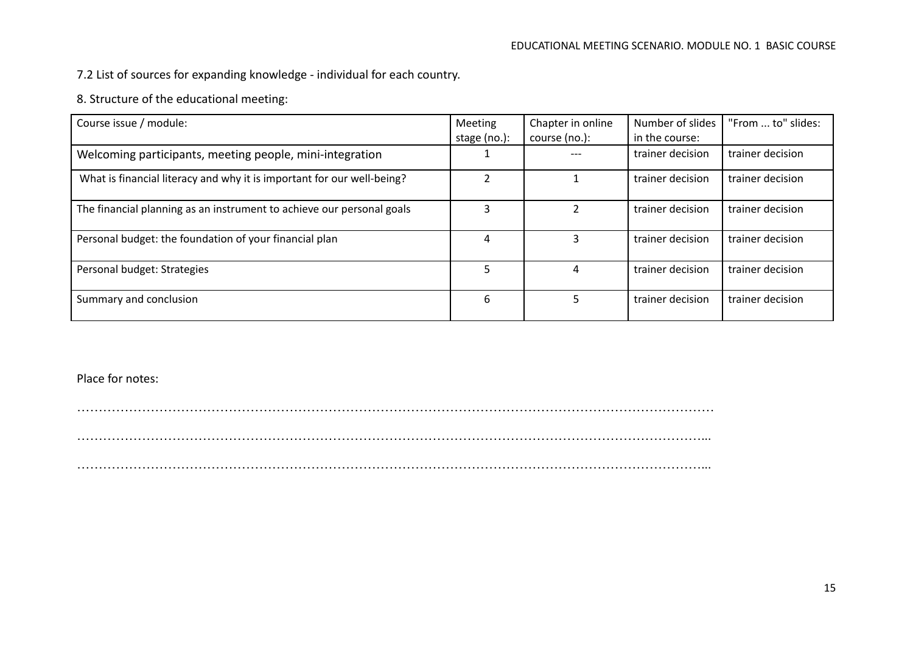7.2 List of sources for expanding knowledge - individual for each country.

8. Structure of the educational meeting:

| Course issue / module: | Meeting stage (no.): | Chapter in online course (no.): | Number of slides in the course: | "From ... to" slides: |
|---|---|---|---|---|
| Welcoming participants, meeting people, mini-integration | 1 | --- | trainer decision | trainer decision |
| What is financial literacy and why it is important for our well-being? | 2 | 1 | trainer decision | trainer decision |
| The financial planning as an instrument to achieve our personal goals | 3 | 2 | trainer decision | trainer decision |
| Personal budget: the foundation of your financial plan | 4 | 3 | trainer decision | trainer decision |
| Personal budget: Strategies | 5 | 4 | trainer decision | trainer decision |
| Summary and conclusion | 6 | 5 | trainer decision | trainer decision |

Place for notes:

……………………………………………………………………………………………………………………………

…………………………………………………………………………………………………………………………...

…………………………………………………………………………………………………………………………...